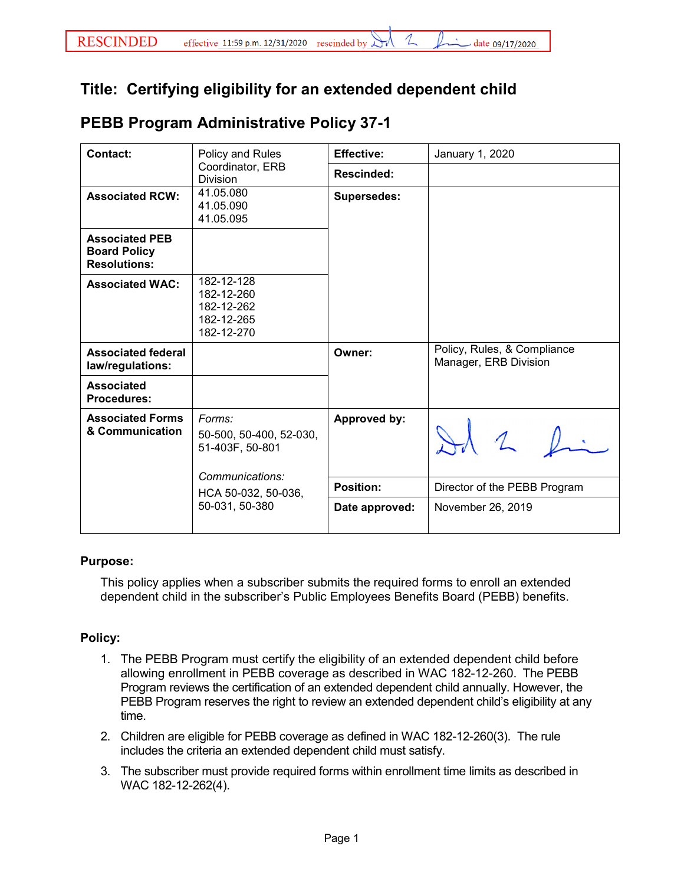RESCINDED effective 11:59 p.m. 12/31/2020 rescinded by [signature] date 09/17/2020

# Title: Certifying eligibility for an extended dependent child

## PEBB Program Administrative Policy 37-1

| | | | |
|---|---|---|---|
| **Contact:** | Policy and Rules Coordinator, ERB Division | **Effective:** | January 1, 2020 |
| | | **Rescinded:** | |
| **Associated RCW:** | 41.05.080<br>41.05.090<br>41.05.095 | **Supersedes:** | |
| **Associated PEB Board Policy Resolutions:** | | | |
| **Associated WAC:** | 182-12-128<br>182-12-260<br>182-12-262<br>182-12-265<br>182-12-270 | | |
| **Associated federal law/regulations:** | | **Owner:** | Policy, Rules, & Compliance Manager, ERB Division |
| **Associated Procedures:** | | | |
| **Associated Forms & Communication** | *Forms:*<br>50-500, 50-400, 52-030, 51-403F, 50-801<br><br>*Communications:*<br>HCA 50-032, 50-036, 50-031, 50-380 | **Approved by:** | [signature] |
| | | **Position:** | Director of the PEBB Program |
| | | **Date approved:** | November 26, 2019 |

**Purpose:**

This policy applies when a subscriber submits the required forms to enroll an extended dependent child in the subscriber's Public Employees Benefits Board (PEBB) benefits.

**Policy:**

1. The PEBB Program must certify the eligibility of an extended dependent child before allowing enrollment in PEBB coverage as described in WAC 182-12-260. The PEBB Program reviews the certification of an extended dependent child annually. However, the PEBB Program reserves the right to review an extended dependent child's eligibility at any time.
2. Children are eligible for PEBB coverage as defined in WAC 182-12-260(3). The rule includes the criteria an extended dependent child must satisfy.
3. The subscriber must provide required forms within enrollment time limits as described in WAC 182-12-262(4).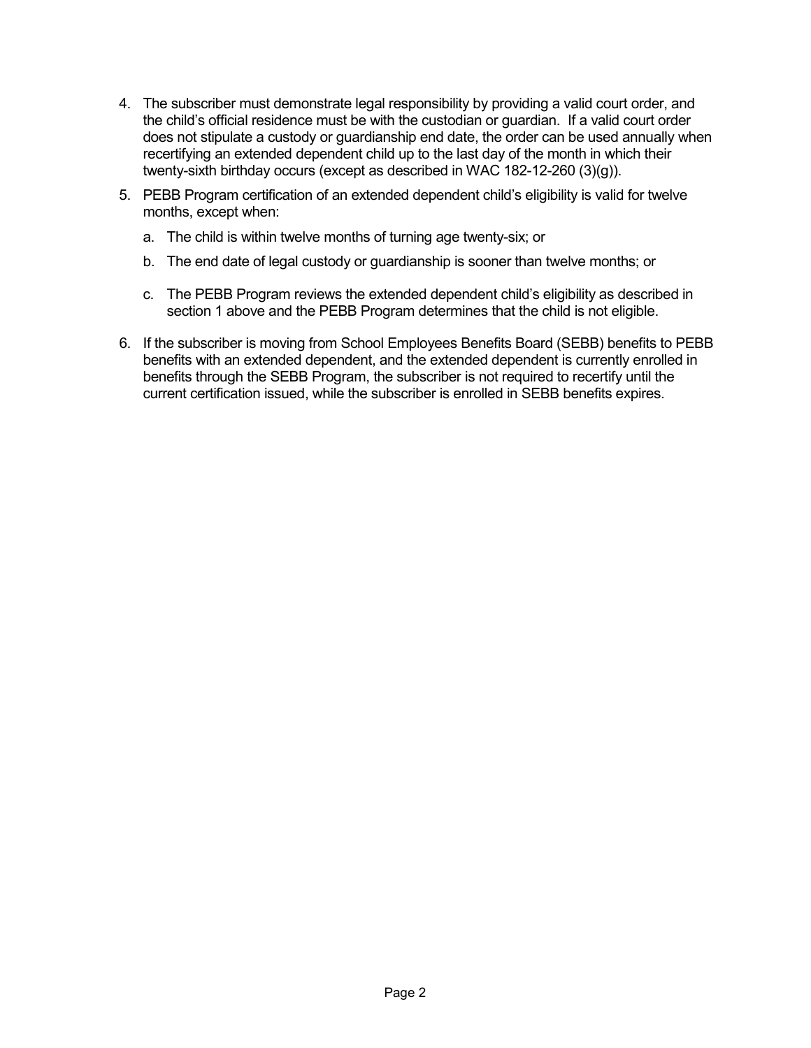4. The subscriber must demonstrate legal responsibility by providing a valid court order, and the child's official residence must be with the custodian or guardian. If a valid court order does not stipulate a custody or guardianship end date, the order can be used annually when recertifying an extended dependent child up to the last day of the month in which their twenty-sixth birthday occurs (except as described in WAC 182-12-260 (3)(g)).

5. PEBB Program certification of an extended dependent child's eligibility is valid for twelve months, except when:

   a. The child is within twelve months of turning age twenty-six; or

   b. The end date of legal custody or guardianship is sooner than twelve months; or

   c. The PEBB Program reviews the extended dependent child's eligibility as described in section 1 above and the PEBB Program determines that the child is not eligible.

6. If the subscriber is moving from School Employees Benefits Board (SEBB) benefits to PEBB benefits with an extended dependent, and the extended dependent is currently enrolled in benefits through the SEBB Program, the subscriber is not required to recertify until the current certification issued, while the subscriber is enrolled in SEBB benefits expires.